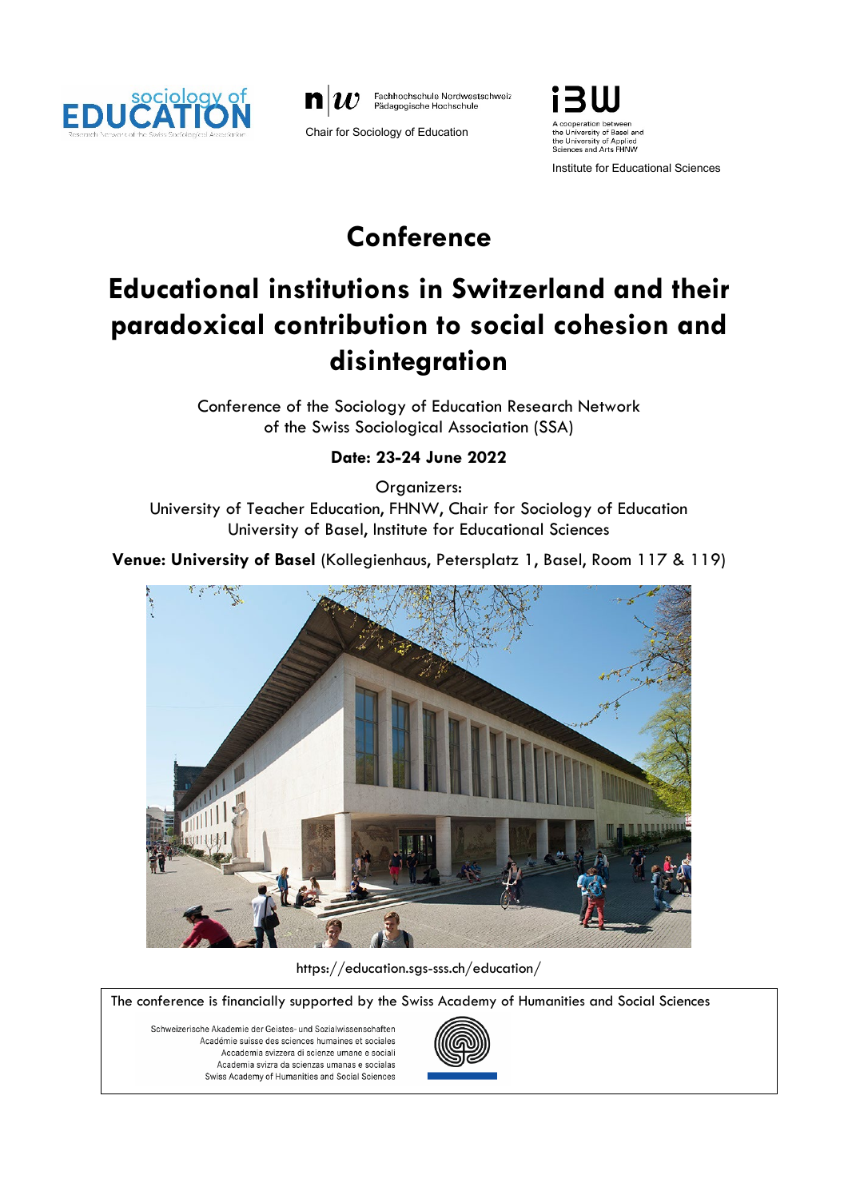sociology of EDUCATION
Research Network of the Swiss Sociological Association

Fachhochschule Nordwestschweiz
Pädagogische Hochschule

Chair for Sociology of Education

IBW
A cooperation between the University of Basel and the University of Applied Sciences and Arts FHNW

Institute for Educational Sciences

# Conference

# Educational institutions in Switzerland and their paradoxical contribution to social cohesion and disintegration

Conference of the Sociology of Education Research Network of the Swiss Sociological Association (SSA)

**Date: 23-24 June 2022**

Organizers:
University of Teacher Education, FHNW, Chair for Sociology of Education
University of Basel, Institute for Educational Sciences

**Venue: University of Basel** (Kollegienhaus, Petersplatz 1, Basel, Room 117 & 119)

https://education.sgs-sss.ch/education/

The conference is financially supported by the Swiss Academy of Humanities and Social Sciences

Schweizerische Akademie der Geistes- und Sozialwissenschaften
Académie suisse des sciences humaines et sociales
Accademia svizzera di scienze umane e sociali
Academia svizra da scienzas umanas e socialas
Swiss Academy of Humanities and Social Sciences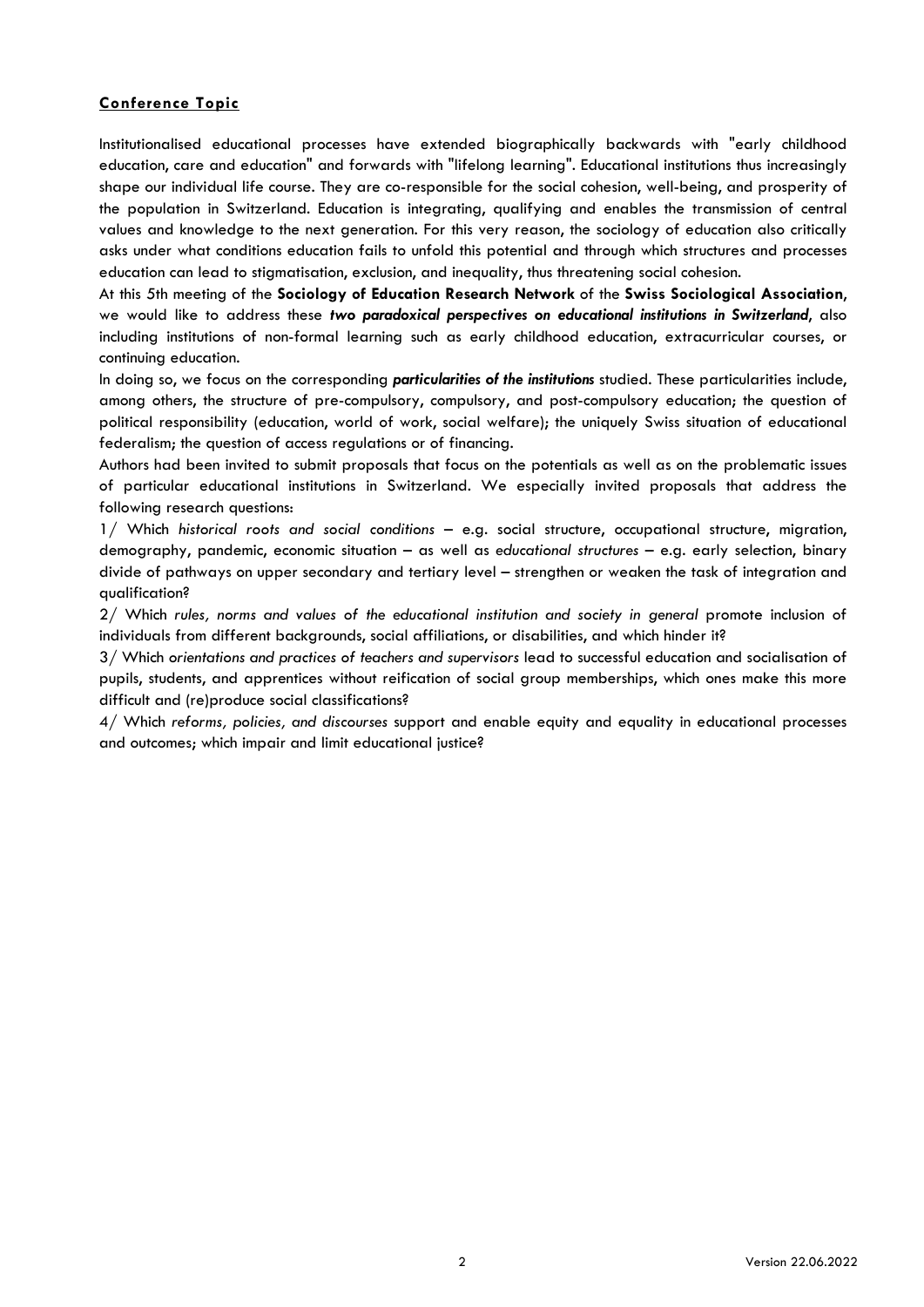## Conference Topic

Institutionalised educational processes have extended biographically backwards with "early childhood education, care and education" and forwards with "lifelong learning". Educational institutions thus increasingly shape our individual life course. They are co-responsible for the social cohesion, well-being, and prosperity of the population in Switzerland. Education is integrating, qualifying and enables the transmission of central values and knowledge to the next generation. For this very reason, the sociology of education also critically asks under what conditions education fails to unfold this potential and through which structures and processes education can lead to stigmatisation, exclusion, and inequality, thus threatening social cohesion.

At this 5th meeting of the **Sociology of Education Research Network** of the **Swiss Sociological Association**, we would like to address these ***two paradoxical perspectives on educational institutions in Switzerland***, also including institutions of non-formal learning such as early childhood education, extracurricular courses, or continuing education.

In doing so, we focus on the corresponding ***particularities of the institutions*** studied. These particularities include, among others, the structure of pre-compulsory, compulsory, and post-compulsory education; the question of political responsibility (education, world of work, social welfare); the uniquely Swiss situation of educational federalism; the question of access regulations or of financing.

Authors had been invited to submit proposals that focus on the potentials as well as on the problematic issues of particular educational institutions in Switzerland. We especially invited proposals that address the following research questions:

1/ Which *historical roots and social conditions* – e.g. social structure, occupational structure, migration, demography, pandemic, economic situation – as well as *educational structures* – e.g. early selection, binary divide of pathways on upper secondary and tertiary level – strengthen or weaken the task of integration and qualification?

2/ Which *rules, norms and values of the educational institution and society in general* promote inclusion of individuals from different backgrounds, social affiliations, or disabilities, and which hinder it?

3/ Which *orientations and practices of teachers and supervisors* lead to successful education and socialisation of pupils, students, and apprentices without reification of social group memberships, which ones make this more difficult and (re)produce social classifications?

4/ Which *reforms, policies, and discourses* support and enable equity and equality in educational processes and outcomes; which impair and limit educational justice?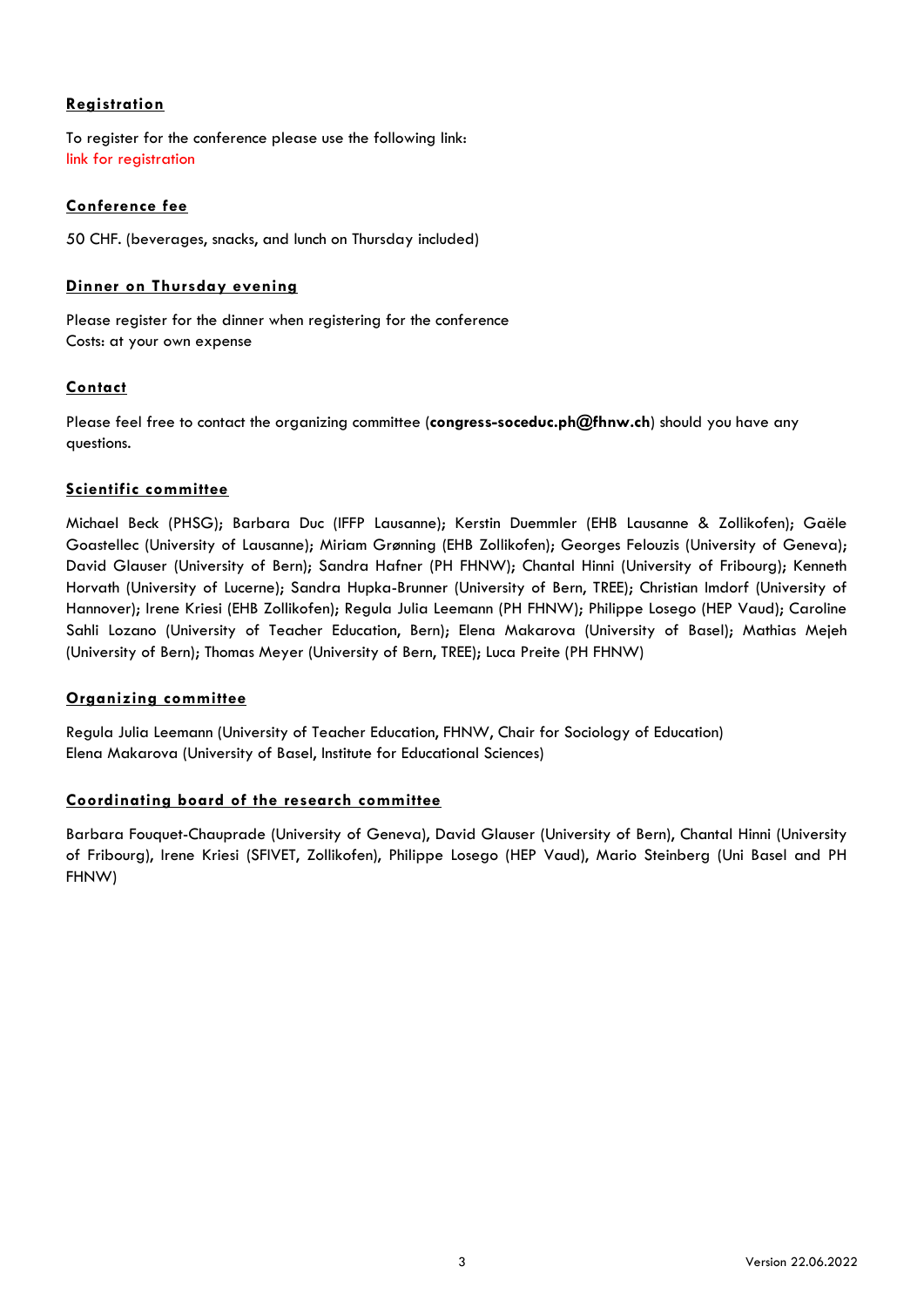## Registration

To register for the conference please use the following link:
link for registration

## Conference fee

50 CHF. (beverages, snacks, and lunch on Thursday included)

## Dinner on Thursday evening

Please register for the dinner when registering for the conference
Costs: at your own expense

## Contact

Please feel free to contact the organizing committee (**congress-soceduc.ph@fhnw.ch**) should you have any questions.

## Scientific committee

Michael Beck (PHSG); Barbara Duc (IFFP Lausanne); Kerstin Duemmler (EHB Lausanne & Zollikofen); Gaële Goastellec (University of Lausanne); Miriam Grønning (EHB Zollikofen); Georges Felouzis (University of Geneva); David Glauser (University of Bern); Sandra Hafner (PH FHNW); Chantal Hinni (University of Fribourg); Kenneth Horvath (University of Lucerne); Sandra Hupka-Brunner (University of Bern, TREE); Christian Imdorf (University of Hannover); Irene Kriesi (EHB Zollikofen); Regula Julia Leemann (PH FHNW); Philippe Losego (HEP Vaud); Caroline Sahli Lozano (University of Teacher Education, Bern); Elena Makarova (University of Basel); Mathias Mejeh (University of Bern); Thomas Meyer (University of Bern, TREE); Luca Preite (PH FHNW)

## Organizing committee

Regula Julia Leemann (University of Teacher Education, FHNW, Chair for Sociology of Education)
Elena Makarova (University of Basel, Institute for Educational Sciences)

## Coordinating board of the research committee

Barbara Fouquet-Chauprade (University of Geneva), David Glauser (University of Bern), Chantal Hinni (University of Fribourg), Irene Kriesi (SFIVET, Zollikofen), Philippe Losego (HEP Vaud), Mario Steinberg (Uni Basel and PH FHNW)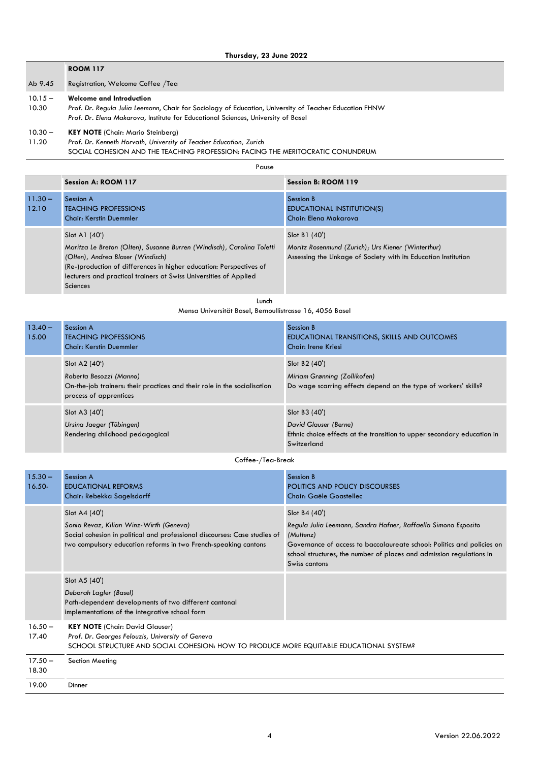## Thursday, 23 June 2022

| | ROOM 117 |
|---|---|
| Ab 9.45 | Registration, Welcome Coffee /Tea |
| 10.15 – 10.30 | **Welcome and Introduction**<br>*Prof. Dr. Regula Julia Leemann*, Chair for Sociology of Education, University of Teacher Education FHNW<br>*Prof. Dr. Elena Makarova,* Institute for Educational Sciences, University of Basel |
| 10.30 – 11.20 | **KEY NOTE** (Chair: Mario Steinberg)<br>*Prof. Dr. Kenneth Horvath, University of Teacher Education, Zurich*<br>SOCIAL COHESION AND THE TEACHING PROFESSION: FACING THE MERITOCRATIC CONUNDRUM |

Pause

| | **Session A: ROOM 117** | **Session B: ROOM 119** |
|---|---|---|
| 11.30 – 12.10 | Session A<br>TEACHING PROFESSIONS<br>Chair: Kerstin Duemmler | Session B<br>EDUCATIONAL INSTITUTION(S)<br>Chair: Elena Makarova |
| | Slot A1 (40')<br>*Maritza Le Breton (Olten), Susanne Burren (Windisch), Carolina Toletti (Olten), Andrea Blaser (Windisch)*<br>(Re-)production of differences in higher education: Perspectives of lecturers and practical trainers at Swiss Universities of Applied Sciences | Slot B1 (40')<br>*Moritz Rosenmund (Zurich); Urs Kiener (Winterthur)*<br>Assessing the Linkage of Society with its Education Institution |

Lunch
Mensa Universität Basel, Bernoullistrasse 16, 4056 Basel

| | | |
|---|---|---|
| 13.40 – 15.00 | Session A<br>TEACHING PROFESSIONS<br>Chair: Kerstin Duemmler | Session B<br>EDUCATIONAL TRANSITIONS, SKILLS AND OUTCOMES<br>Chair: Irene Kriesi |
| | Slot A2 (40')<br>*Roberta Besozzi (Manno)*<br>On-the-job trainers: their practices and their role in the socialisation process of apprentices | Slot B2 (40')<br>*Miriam Grønning (Zollikofen)*<br>Do wage scarring effects depend on the type of workers' skills? |
| | Slot A3 (40')<br>*Ursina Jaeger (Tübingen)*<br>Rendering childhood pedagogical | Slot B3 (40')<br>*David Glauser (Berne)*<br>Ethnic choice effects at the transition to upper secondary education in Switzerland |

Coffee-/Tea-Break

| | | |
|---|---|---|
| 15.30 – 16.50- | Session A<br>EDUCATIONAL REFORMS<br>Chair: Rebekka Sagelsdorff | Session B<br>POLITICS AND POLICY DISCOURSES<br>Chair: Gaële Goastellec |
| | Slot A4 (40')<br>*Sonia Revaz, Kilian Winz-Wirth (Geneva)*<br>Social cohesion in political and professional discourses: Case studies of two compulsory education reforms in two French-speaking cantons | Slot B4 (40')<br>*Regula Julia Leemann, Sandra Hafner, Raffaella Simona Esposito (Muttenz)*<br>Governance of access to baccalaureate school: Politics and policies on school structures, the number of places and admission regulations in Swiss cantons |
| | Slot A5 (40')<br>*Deborah Lagler (Basel)*<br>Path-dependent developments of two different cantonal implementations of the integrative school form | |

| | |
|---|---|
| 16.50 – 17.40 | **KEY NOTE** (Chair: David Glauser)<br>*Prof. Dr. Georges Felouzis, University of Geneva*<br>SCHOOL STRUCTURE AND SOCIAL COHESION: HOW TO PRODUCE MORE EQUITABLE EDUCATIONAL SYSTEM? |
| 17.50 – 18.30 | Section Meeting |
| 19.00 | Dinner |

Version 22.06.2022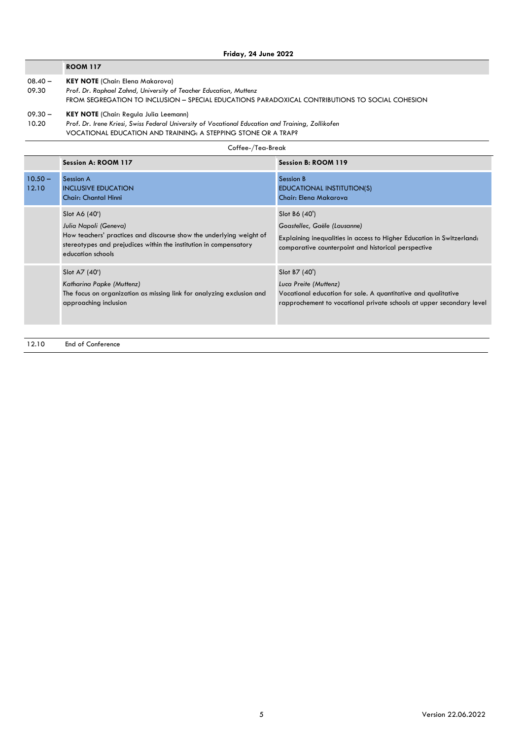**Friday, 24 June 2022**

| | **ROOM 117** |
|---|---|
| 08.40 – 09.30 | **KEY NOTE** (Chair: Elena Makarova)<br>*Prof. Dr. Raphael Zahnd, University of Teacher Education, Muttenz*<br>FROM SEGREGATION TO INCLUSION – SPECIAL EDUCATIONS PARADOXICAL CONTRIBUTIONS TO SOCIAL COHESION |
| 09.30 – 10.20 | **KEY NOTE** (Chair: Regula Julia Leemann)<br>*Prof. Dr. Irene Kriesi, Swiss Federal University of Vocational Education and Training, Zollikofen*<br>VOCATIONAL EDUCATION AND TRAINING: A STEPPING STONE OR A TRAP? |

Coffee-/Tea-Break

| | **Session A: ROOM 117** | **Session B: ROOM 119** |
|---|---|---|
| 10.50 – 12.10 | Session A<br>INCLUSIVE EDUCATION<br>Chair: Chantal Hinni | Session B<br>EDUCATIONAL INSTITUTION(S)<br>Chair: Elena Makarova |
| | Slot A6 (40')<br>*Julia Napoli (Geneva)*<br>How teachers' practices and discourse show the underlying weight of stereotypes and prejudices within the institution in compensatory education schools | Slot B6 (40')<br>*Goastellec, Gaële (Lausanne)*<br>Explaining inequalities in access to Higher Education in Switzerland: comparative counterpoint and historical perspective |
| | Slot A7 (40')<br>*Katharina Papke (Muttenz)*<br>The focus on organization as missing link for analyzing exclusion and approaching inclusion | Slot B7 (40')<br>*Luca Preite (Muttenz)*<br>Vocational education for sale. A quantitative and qualitative rapprochement to vocational private schools at upper secondary level |

| | |
|---|---|
| 12.10 | End of Conference |

Version 22.06.2022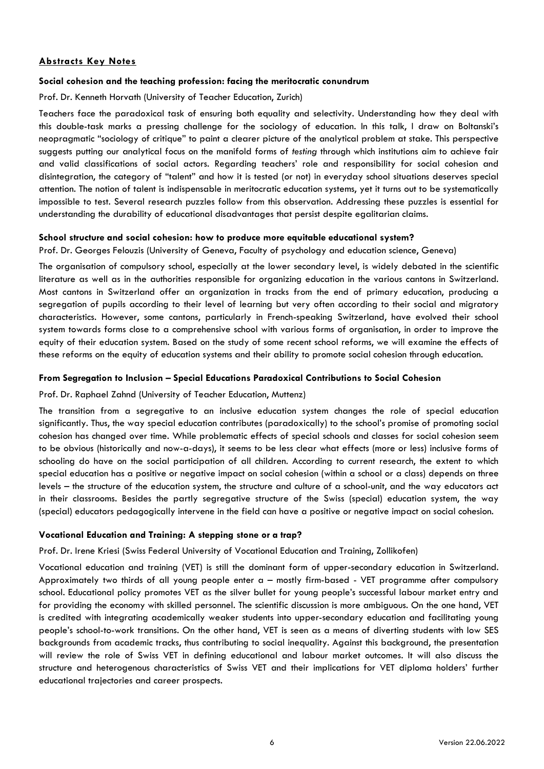## Abstracts Key Notes

### Social cohesion and the teaching profession: facing the meritocratic conundrum

Prof. Dr. Kenneth Horvath (University of Teacher Education, Zurich)

Teachers face the paradoxical task of ensuring both equality and selectivity. Understanding how they deal with this double-task marks a pressing challenge for the sociology of education. In this talk, I draw on Boltanski's neopragmatic "sociology of critique" to paint a clearer picture of the analytical problem at stake. This perspective suggests putting our analytical focus on the manifold forms of *testing* through which institutions aim to achieve fair and valid classifications of social actors. Regarding teachers' role and responsibility for social cohesion and disintegration, the category of "talent" and how it is tested (or not) in everyday school situations deserves special attention. The notion of talent is indispensable in meritocratic education systems, yet it turns out to be systematically impossible to test. Several research puzzles follow from this observation. Addressing these puzzles is essential for understanding the durability of educational disadvantages that persist despite egalitarian claims.

### School structure and social cohesion: how to produce more equitable educational system?

Prof. Dr. Georges Felouzis (University of Geneva, Faculty of psychology and education science, Geneva)

The organisation of compulsory school, especially at the lower secondary level, is widely debated in the scientific literature as well as in the authorities responsible for organizing education in the various cantons in Switzerland. Most cantons in Switzerland offer an organization in tracks from the end of primary education, producing a segregation of pupils according to their level of learning but very often according to their social and migratory characteristics. However, some cantons, particularly in French-speaking Switzerland, have evolved their school system towards forms close to a comprehensive school with various forms of organisation, in order to improve the equity of their education system. Based on the study of some recent school reforms, we will examine the effects of these reforms on the equity of education systems and their ability to promote social cohesion through education.

### From Segregation to Inclusion – Special Educations Paradoxical Contributions to Social Cohesion

Prof. Dr. Raphael Zahnd (University of Teacher Education, Muttenz)

The transition from a segregative to an inclusive education system changes the role of special education significantly. Thus, the way special education contributes (paradoxically) to the school's promise of promoting social cohesion has changed over time. While problematic effects of special schools and classes for social cohesion seem to be obvious (historically and now-a-days), it seems to be less clear what effects (more or less) inclusive forms of schooling do have on the social participation of all children. According to current research, the extent to which special education has a positive or negative impact on social cohesion (within a school or a class) depends on three levels – the structure of the education system, the structure and culture of a school-unit, and the way educators act in their classrooms. Besides the partly segregative structure of the Swiss (special) education system, the way (special) educators pedagogically intervene in the field can have a positive or negative impact on social cohesion.

### Vocational Education and Training: A stepping stone or a trap?

Prof. Dr. Irene Kriesi (Swiss Federal University of Vocational Education and Training, Zollikofen)

Vocational education and training (VET) is still the dominant form of upper-secondary education in Switzerland. Approximately two thirds of all young people enter a – mostly firm-based - VET programme after compulsory school. Educational policy promotes VET as the silver bullet for young people's successful labour market entry and for providing the economy with skilled personnel. The scientific discussion is more ambiguous. On the one hand, VET is credited with integrating academically weaker students into upper-secondary education and facilitating young people's school-to-work transitions. On the other hand, VET is seen as a means of diverting students with low SES backgrounds from academic tracks, thus contributing to social inequality. Against this background, the presentation will review the role of Swiss VET in defining educational and labour market outcomes. It will also discuss the structure and heterogenous characteristics of Swiss VET and their implications for VET diploma holders' further educational trajectories and career prospects.